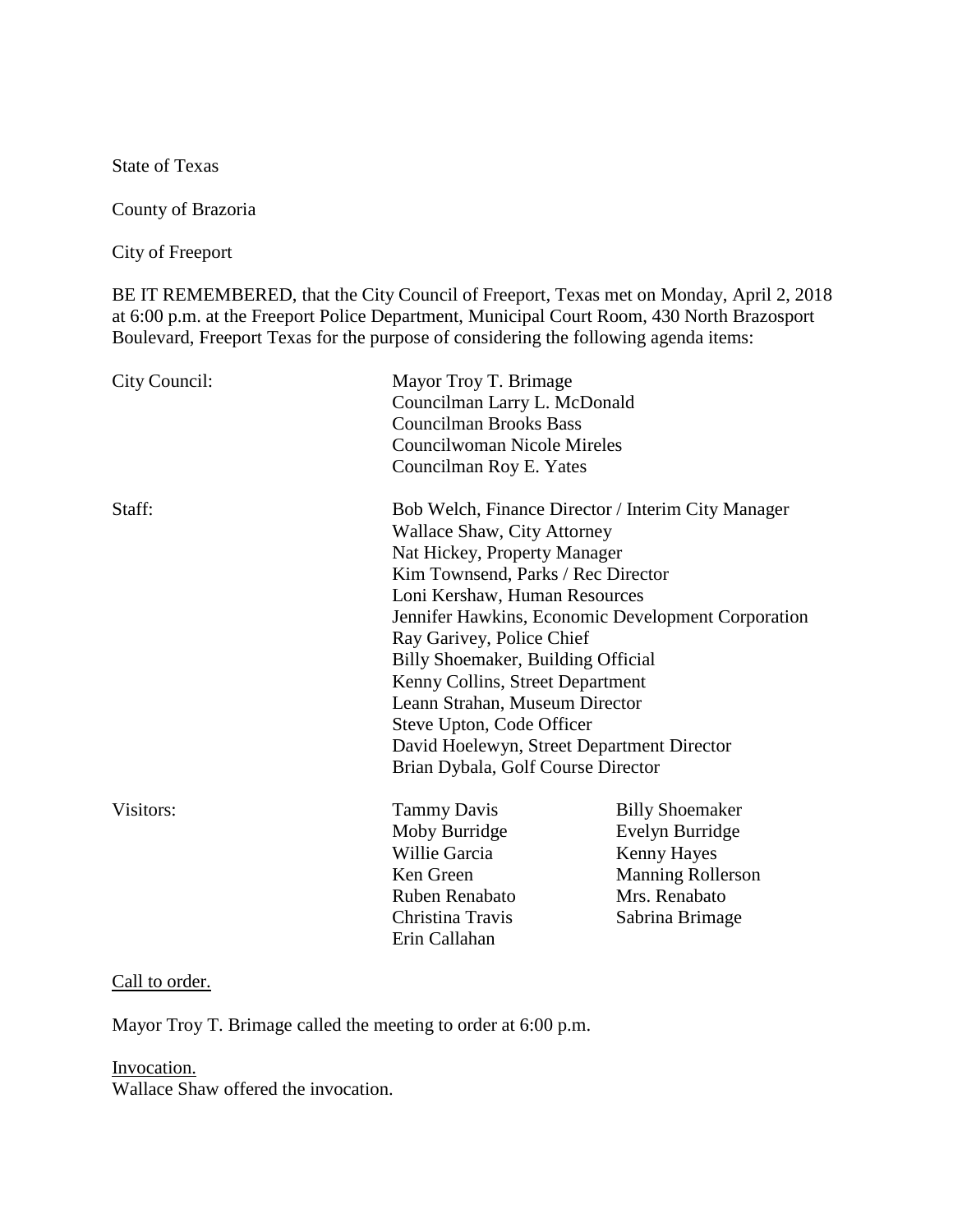State of Texas

County of Brazoria

City of Freeport

BE IT REMEMBERED, that the City Council of Freeport, Texas met on Monday, April 2, 2018 at 6:00 p.m. at the Freeport Police Department, Municipal Court Room, 430 North Brazosport Boulevard, Freeport Texas for the purpose of considering the following agenda items:

| | | |
|---|---|---|
| City Council: | Mayor Troy T. Brimage | |
| | Councilman Larry L. McDonald | |
| | Councilman Brooks Bass | |
| | Councilwoman Nicole Mireles | |
| | Councilman Roy E. Yates | |
| Staff: | Bob Welch, Finance Director / Interim City Manager | |
| | Wallace Shaw, City Attorney | |
| | Nat Hickey, Property Manager | |
| | Kim Townsend, Parks / Rec Director | |
| | Loni Kershaw, Human Resources | |
| | Jennifer Hawkins, Economic Development Corporation | |
| | Ray Garivey, Police Chief | |
| | Billy Shoemaker, Building Official | |
| | Kenny Collins, Street Department | |
| | Leann Strahan, Museum Director | |
| | Steve Upton, Code Officer | |
| | David Hoelewyn, Street Department Director | |
| | Brian Dybala, Golf Course Director | |
| Visitors: | Tammy Davis | Billy Shoemaker |
| | Moby Burridge | Evelyn Burridge |
| | Willie Garcia | Kenny Hayes |
| | Ken Green | Manning Rollerson |
| | Ruben Renabato | Mrs. Renabato |
| | Christina Travis | Sabrina Brimage |
| | Erin Callahan | |

Call to order.

Mayor Troy T. Brimage called the meeting to order at 6:00 p.m.

Invocation.

Wallace Shaw offered the invocation.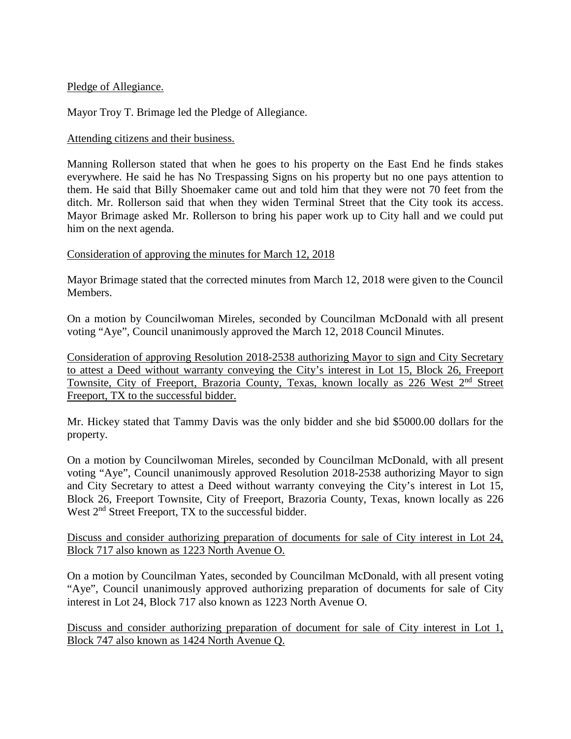Pledge of Allegiance.

Mayor Troy T. Brimage led the Pledge of Allegiance.

Attending citizens and their business.

Manning Rollerson stated that when he goes to his property on the East End he finds stakes everywhere. He said he has No Trespassing Signs on his property but no one pays attention to them. He said that Billy Shoemaker came out and told him that they were not 70 feet from the ditch. Mr. Rollerson said that when they widen Terminal Street that the City took its access. Mayor Brimage asked Mr. Rollerson to bring his paper work up to City hall and we could put him on the next agenda.

Consideration of approving the minutes for March 12, 2018

Mayor Brimage stated that the corrected minutes from March 12, 2018 were given to the Council Members.

On a motion by Councilwoman Mireles, seconded by Councilman McDonald with all present voting "Aye", Council unanimously approved the March 12, 2018 Council Minutes.

Consideration of approving Resolution 2018-2538 authorizing Mayor to sign and City Secretary to attest a Deed without warranty conveying the City's interest in Lot 15, Block 26, Freeport Townsite, City of Freeport, Brazoria County, Texas, known locally as 226 West 2nd Street Freeport, TX to the successful bidder.

Mr. Hickey stated that Tammy Davis was the only bidder and she bid $5000.00 dollars for the property.

On a motion by Councilwoman Mireles, seconded by Councilman McDonald, with all present voting "Aye", Council unanimously approved Resolution 2018-2538 authorizing Mayor to sign and City Secretary to attest a Deed without warranty conveying the City's interest in Lot 15, Block 26, Freeport Townsite, City of Freeport, Brazoria County, Texas, known locally as 226 West 2nd Street Freeport, TX to the successful bidder.

Discuss and consider authorizing preparation of documents for sale of City interest in Lot 24, Block 717 also known as 1223 North Avenue O.

On a motion by Councilman Yates, seconded by Councilman McDonald, with all present voting "Aye", Council unanimously approved authorizing preparation of documents for sale of City interest in Lot 24, Block 717 also known as 1223 North Avenue O.

Discuss and consider authorizing preparation of document for sale of City interest in Lot 1, Block 747 also known as 1424 North Avenue Q.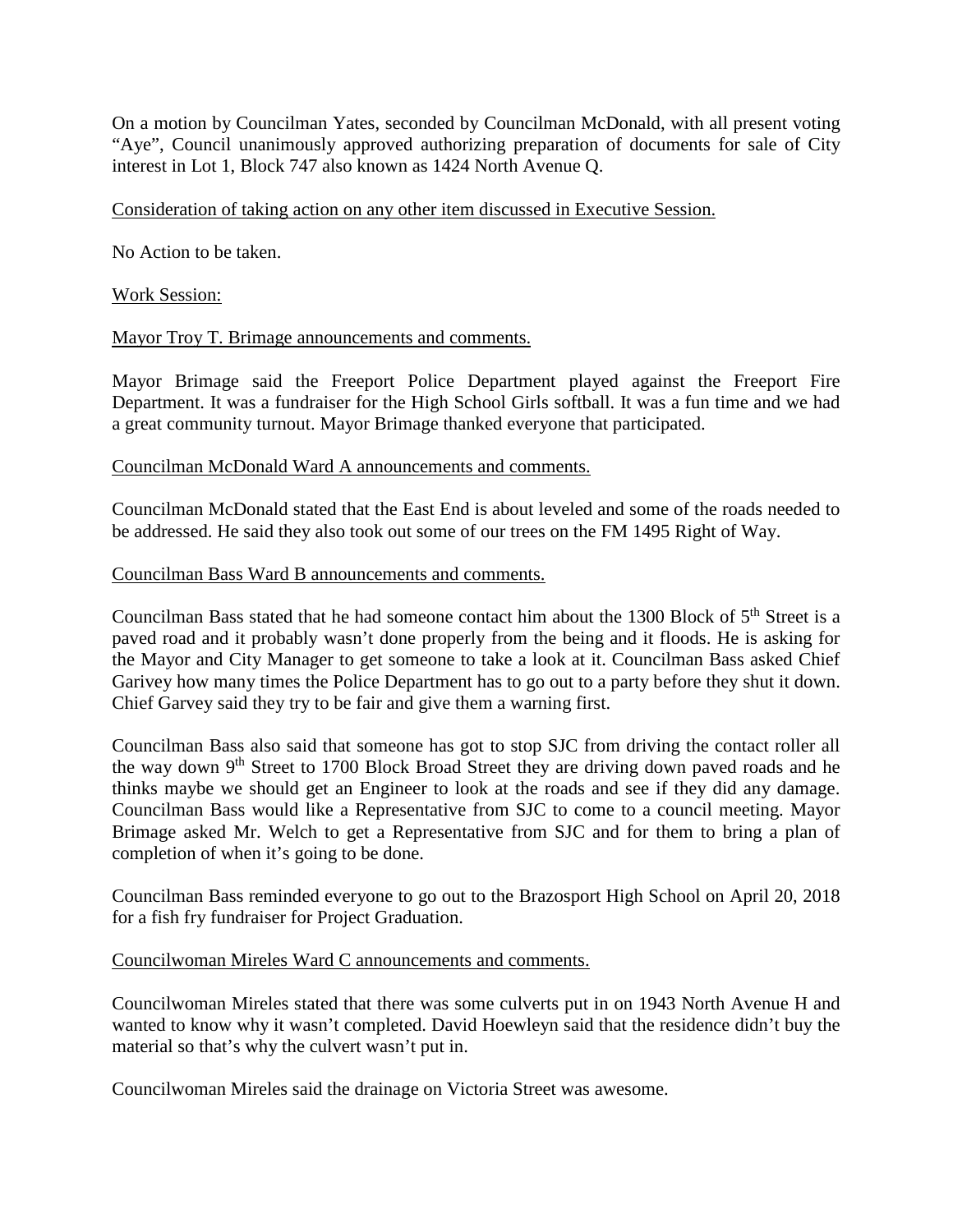On a motion by Councilman Yates, seconded by Councilman McDonald, with all present voting "Aye", Council unanimously approved authorizing preparation of documents for sale of City interest in Lot 1, Block 747 also known as 1424 North Avenue Q.

Consideration of taking action on any other item discussed in Executive Session.

No Action to be taken.

Work Session:

Mayor Troy T. Brimage announcements and comments.

Mayor Brimage said the Freeport Police Department played against the Freeport Fire Department. It was a fundraiser for the High School Girls softball. It was a fun time and we had a great community turnout. Mayor Brimage thanked everyone that participated.

Councilman McDonald Ward A announcements and comments.

Councilman McDonald stated that the East End is about leveled and some of the roads needed to be addressed. He said they also took out some of our trees on the FM 1495 Right of Way.

Councilman Bass Ward B announcements and comments.

Councilman Bass stated that he had someone contact him about the 1300 Block of 5th Street is a paved road and it probably wasn't done properly from the being and it floods. He is asking for the Mayor and City Manager to get someone to take a look at it. Councilman Bass asked Chief Garivey how many times the Police Department has to go out to a party before they shut it down. Chief Garvey said they try to be fair and give them a warning first.

Councilman Bass also said that someone has got to stop SJC from driving the contact roller all the way down 9th Street to 1700 Block Broad Street they are driving down paved roads and he thinks maybe we should get an Engineer to look at the roads and see if they did any damage. Councilman Bass would like a Representative from SJC to come to a council meeting. Mayor Brimage asked Mr. Welch to get a Representative from SJC and for them to bring a plan of completion of when it's going to be done.

Councilman Bass reminded everyone to go out to the Brazosport High School on April 20, 2018 for a fish fry fundraiser for Project Graduation.

Councilwoman Mireles Ward C announcements and comments.

Councilwoman Mireles stated that there was some culverts put in on 1943 North Avenue H and wanted to know why it wasn't completed. David Hoewleyn said that the residence didn't buy the material so that's why the culvert wasn't put in.

Councilwoman Mireles said the drainage on Victoria Street was awesome.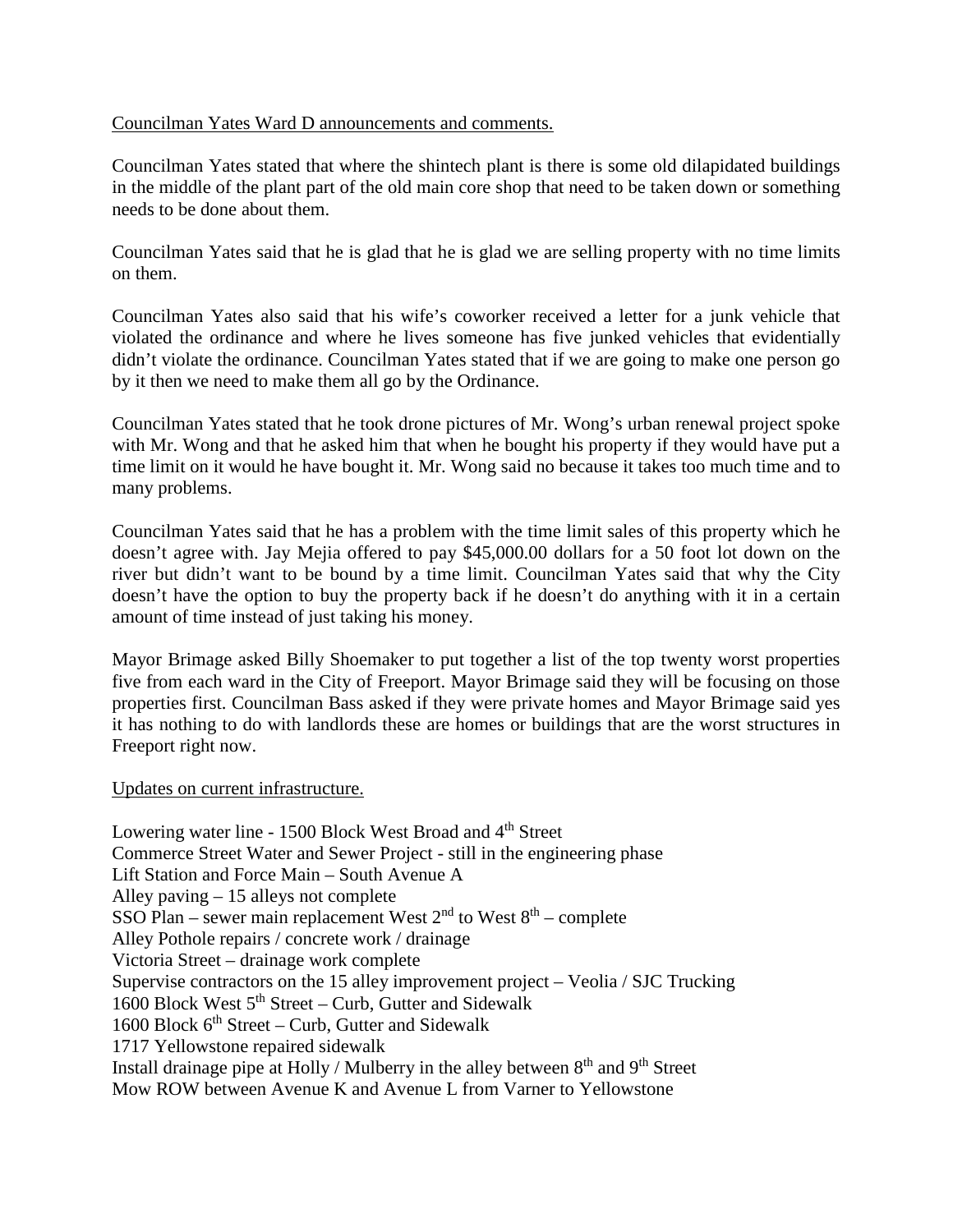Councilman Yates Ward D announcements and comments.

Councilman Yates stated that where the shintech plant is there is some old dilapidated buildings in the middle of the plant part of the old main core shop that need to be taken down or something needs to be done about them.

Councilman Yates said that he is glad that he is glad we are selling property with no time limits on them.

Councilman Yates also said that his wife's coworker received a letter for a junk vehicle that violated the ordinance and where he lives someone has five junked vehicles that evidentially didn't violate the ordinance. Councilman Yates stated that if we are going to make one person go by it then we need to make them all go by the Ordinance.

Councilman Yates stated that he took drone pictures of Mr. Wong's urban renewal project spoke with Mr. Wong and that he asked him that when he bought his property if they would have put a time limit on it would he have bought it. Mr. Wong said no because it takes too much time and to many problems.

Councilman Yates said that he has a problem with the time limit sales of this property which he doesn't agree with. Jay Mejia offered to pay $45,000.00 dollars for a 50 foot lot down on the river but didn't want to be bound by a time limit. Councilman Yates said that why the City doesn't have the option to buy the property back if he doesn't do anything with it in a certain amount of time instead of just taking his money.

Mayor Brimage asked Billy Shoemaker to put together a list of the top twenty worst properties five from each ward in the City of Freeport. Mayor Brimage said they will be focusing on those properties first. Councilman Bass asked if they were private homes and Mayor Brimage said yes it has nothing to do with landlords these are homes or buildings that are the worst structures in Freeport right now.

Updates on current infrastructure.

Lowering water line - 1500 Block West Broad and 4th Street
Commerce Street Water and Sewer Project - still in the engineering phase
Lift Station and Force Main – South Avenue A
Alley paving – 15 alleys not complete
SSO Plan – sewer main replacement West 2nd to West 8th – complete
Alley Pothole repairs / concrete work / drainage
Victoria Street – drainage work complete
Supervise contractors on the 15 alley improvement project – Veolia / SJC Trucking
1600 Block West 5th Street – Curb, Gutter and Sidewalk
1600 Block 6th Street – Curb, Gutter and Sidewalk
1717 Yellowstone repaired sidewalk
Install drainage pipe at Holly / Mulberry in the alley between 8th and 9th Street
Mow ROW between Avenue K and Avenue L from Varner to Yellowstone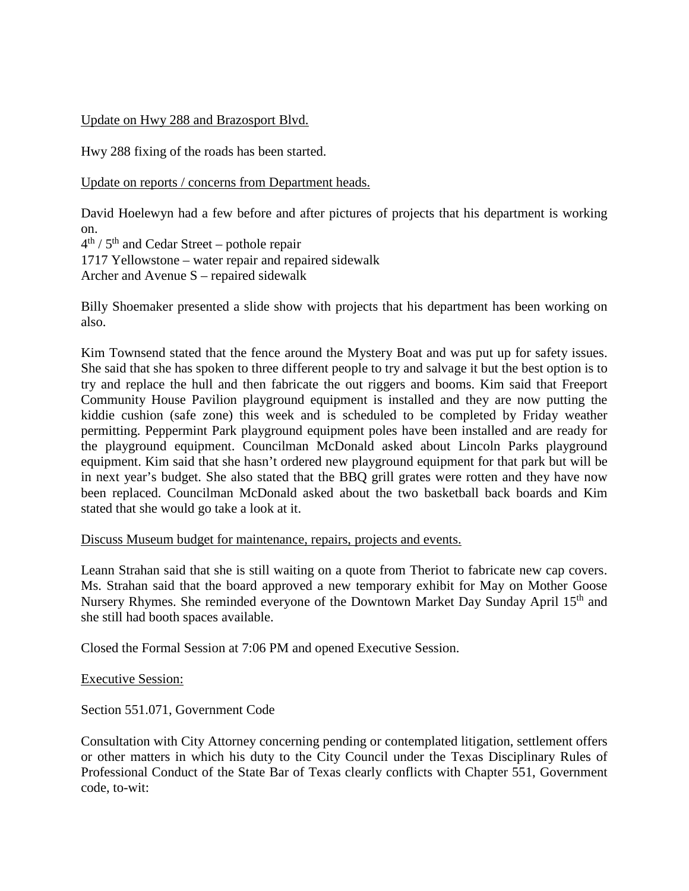Update on Hwy 288 and Brazosport Blvd.

Hwy 288 fixing of the roads has been started.

Update on reports / concerns from Department heads.

David Hoelewyn had a few before and after pictures of projects that his department is working on.
4th / 5th and Cedar Street – pothole repair
1717 Yellowstone – water repair and repaired sidewalk
Archer and Avenue S – repaired sidewalk

Billy Shoemaker presented a slide show with projects that his department has been working on also.

Kim Townsend stated that the fence around the Mystery Boat and was put up for safety issues. She said that she has spoken to three different people to try and salvage it but the best option is to try and replace the hull and then fabricate the out riggers and booms. Kim said that Freeport Community House Pavilion playground equipment is installed and they are now putting the kiddie cushion (safe zone) this week and is scheduled to be completed by Friday weather permitting. Peppermint Park playground equipment poles have been installed and are ready for the playground equipment. Councilman McDonald asked about Lincoln Parks playground equipment. Kim said that she hasn't ordered new playground equipment for that park but will be in next year's budget. She also stated that the BBQ grill grates were rotten and they have now been replaced. Councilman McDonald asked about the two basketball back boards and Kim stated that she would go take a look at it.

Discuss Museum budget for maintenance, repairs, projects and events.

Leann Strahan said that she is still waiting on a quote from Theriot to fabricate new cap covers. Ms. Strahan said that the board approved a new temporary exhibit for May on Mother Goose Nursery Rhymes. She reminded everyone of the Downtown Market Day Sunday April 15th and she still had booth spaces available.

Closed the Formal Session at 7:06 PM and opened Executive Session.

Executive Session:

Section 551.071, Government Code

Consultation with City Attorney concerning pending or contemplated litigation, settlement offers or other matters in which his duty to the City Council under the Texas Disciplinary Rules of Professional Conduct of the State Bar of Texas clearly conflicts with Chapter 551, Government code, to-wit: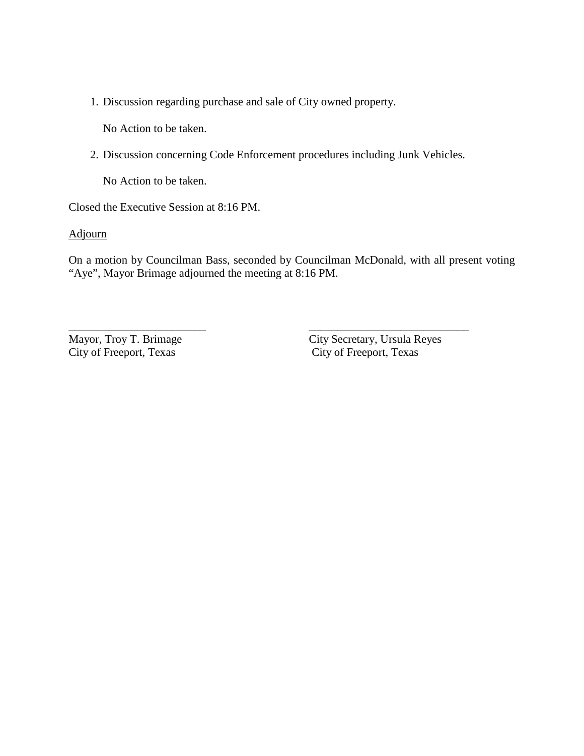1. Discussion regarding purchase and sale of City owned property.

   No Action to be taken.

2. Discussion concerning Code Enforcement procedures including Junk Vehicles.

   No Action to be taken.

Closed the Executive Session at 8:16 PM.

<u>Adjourn</u>

On a motion by Councilman Bass, seconded by Councilman McDonald, with all present voting "Aye", Mayor Brimage adjourned the meeting at 8:16 PM.

\_\_\_\_\_\_\_\_\_\_\_\_\_\_\_\_\_\_\_\_\_\_\_\_\_
Mayor, Troy T. Brimage
City of Freeport, Texas

\_\_\_\_\_\_\_\_\_\_\_\_\_\_\_\_\_\_\_\_\_\_\_\_\_\_\_\_\_
City Secretary, Ursula Reyes
City of Freeport, Texas